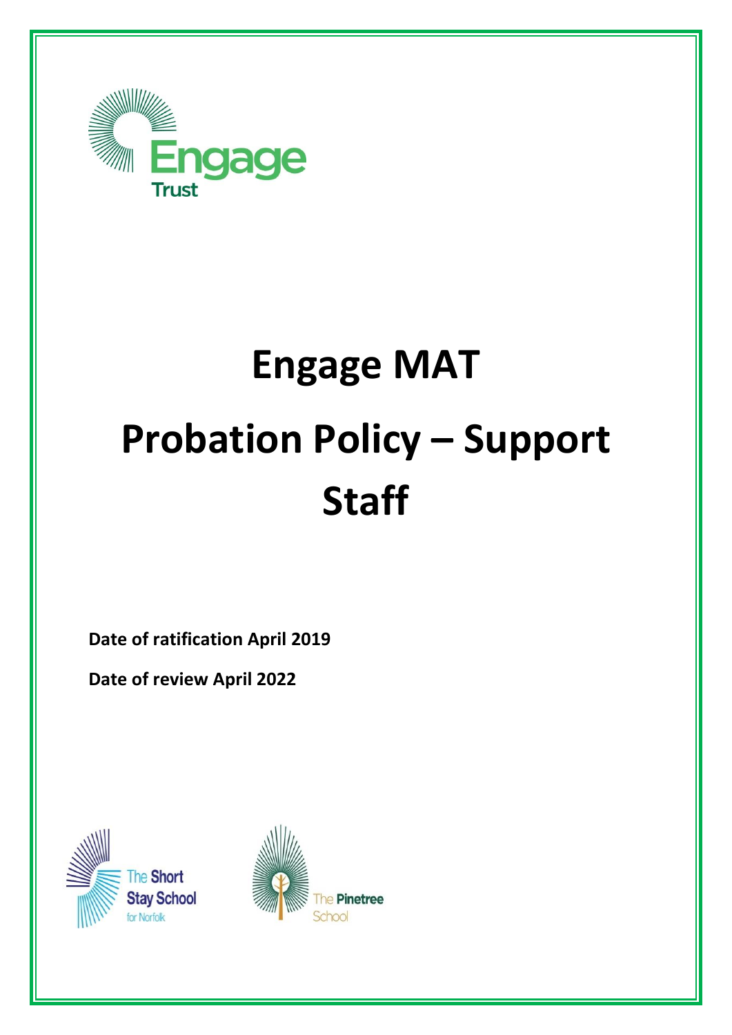# Engage MAT

# Probation Policy – Support Staff

**Date of ratification April 2019**

**Date of review April 2022**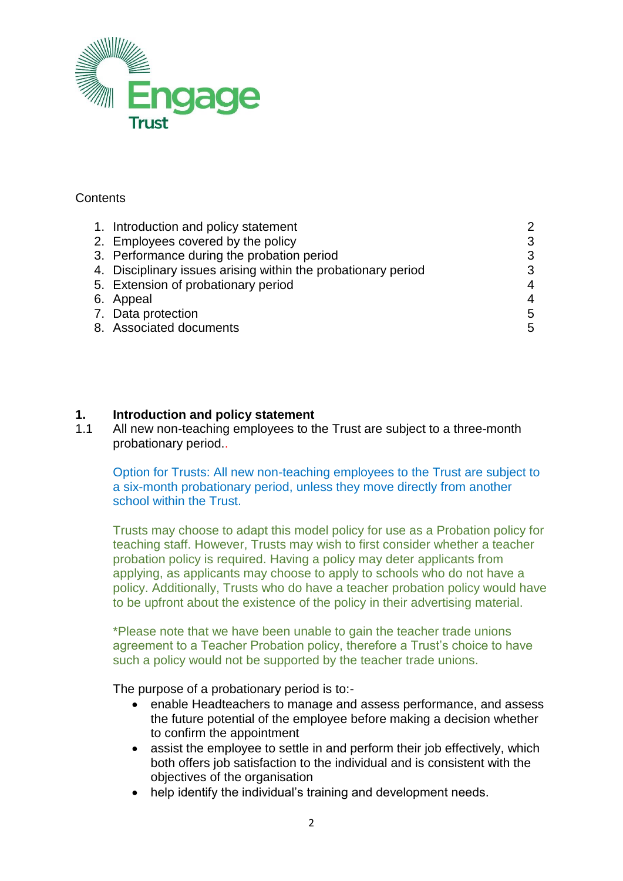Contents

| | |
|---|---|
| 1. Introduction and policy statement | 2 |
| 2. Employees covered by the policy | 3 |
| 3. Performance during the probation period | 3 |
| 4. Disciplinary issues arising within the probationary period | 3 |
| 5. Extension of probationary period | 4 |
| 6. Appeal | 4 |
| 7. Data protection | 5 |
| 8. Associated documents | 5 |

## 1. Introduction and policy statement

1.1 All new non-teaching employees to the Trust are subject to a three-month probationary period..

Option for Trusts: All new non-teaching employees to the Trust are subject to a six-month probationary period, unless they move directly from another school within the Trust.

Trusts may choose to adapt this model policy for use as a Probation policy for teaching staff. However, Trusts may wish to first consider whether a teacher probation policy is required. Having a policy may deter applicants from applying, as applicants may choose to apply to schools who do not have a policy. Additionally, Trusts who do have a teacher probation policy would have to be upfront about the existence of the policy in their advertising material.

*Please note that we have been unable to gain the teacher trade unions agreement to a Teacher Probation policy, therefore a Trust's choice to have such a policy would not be supported by the teacher trade unions.

The purpose of a probationary period is to:-

- enable Headteachers to manage and assess performance, and assess the future potential of the employee before making a decision whether to confirm the appointment
- assist the employee to settle in and perform their job effectively, which both offers job satisfaction to the individual and is consistent with the objectives of the organisation
- help identify the individual's training and development needs.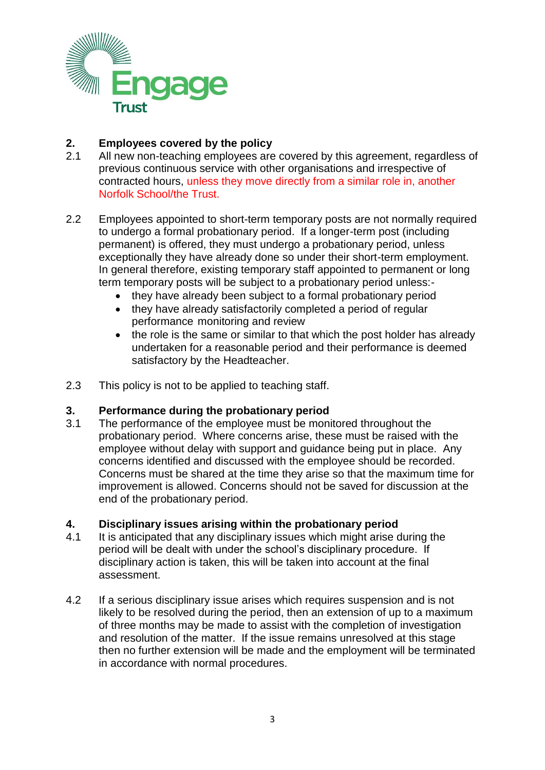## 2. Employees covered by the policy

2.1 All new non-teaching employees are covered by this agreement, regardless of previous continuous service with other organisations and irrespective of contracted hours, unless they move directly from a similar role in, another Norfolk School/the Trust.

2.2 Employees appointed to short-term temporary posts are not normally required to undergo a formal probationary period. If a longer-term post (including permanent) is offered, they must undergo a probationary period, unless exceptionally they have already done so under their short-term employment. In general therefore, existing temporary staff appointed to permanent or long term temporary posts will be subject to a probationary period unless:-

- they have already been subject to a formal probationary period
- they have already satisfactorily completed a period of regular performance monitoring and review
- the role is the same or similar to that which the post holder has already undertaken for a reasonable period and their performance is deemed satisfactory by the Headteacher.

2.3 This policy is not to be applied to teaching staff.

## 3. Performance during the probationary period

3.1 The performance of the employee must be monitored throughout the probationary period. Where concerns arise, these must be raised with the employee without delay with support and guidance being put in place. Any concerns identified and discussed with the employee should be recorded. Concerns must be shared at the time they arise so that the maximum time for improvement is allowed. Concerns should not be saved for discussion at the end of the probationary period.

## 4. Disciplinary issues arising within the probationary period

4.1 It is anticipated that any disciplinary issues which might arise during the period will be dealt with under the school's disciplinary procedure. If disciplinary action is taken, this will be taken into account at the final assessment.

4.2 If a serious disciplinary issue arises which requires suspension and is not likely to be resolved during the period, then an extension of up to a maximum of three months may be made to assist with the completion of investigation and resolution of the matter. If the issue remains unresolved at this stage then no further extension will be made and the employment will be terminated in accordance with normal procedures.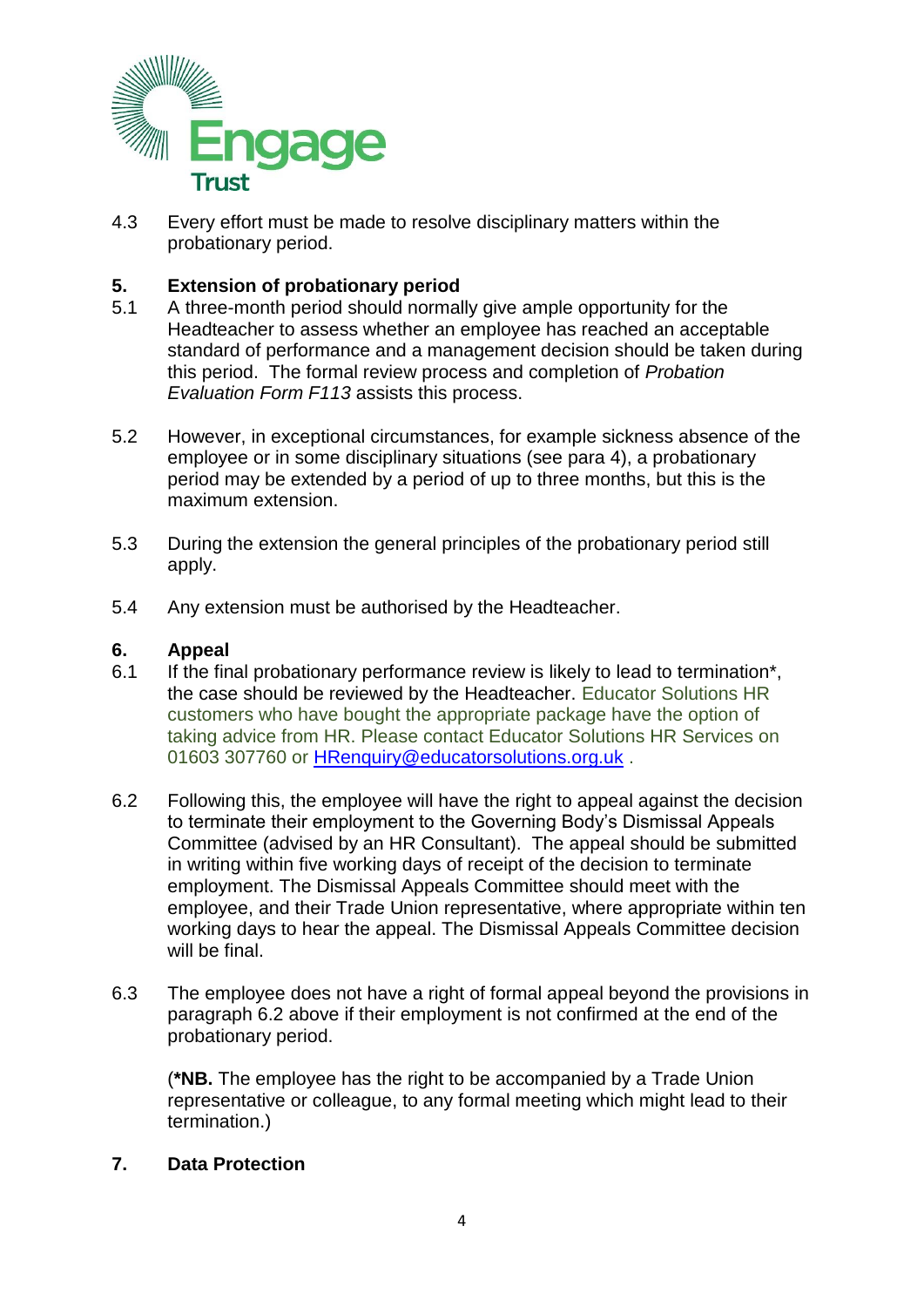4.3 Every effort must be made to resolve disciplinary matters within the probationary period.

## 5. Extension of probationary period

5.1 A three-month period should normally give ample opportunity for the Headteacher to assess whether an employee has reached an acceptable standard of performance and a management decision should be taken during this period. The formal review process and completion of *Probation Evaluation Form F113* assists this process.

5.2 However, in exceptional circumstances, for example sickness absence of the employee or in some disciplinary situations (see para 4), a probationary period may be extended by a period of up to three months, but this is the maximum extension.

5.3 During the extension the general principles of the probationary period still apply.

5.4 Any extension must be authorised by the Headteacher.

## 6. Appeal

6.1 If the final probationary performance review is likely to lead to termination*, the case should be reviewed by the Headteacher. Educator Solutions HR customers who have bought the appropriate package have the option of taking advice from HR. Please contact Educator Solutions HR Services on 01603 307760 or [HRenquiry@educatorsolutions.org.uk](mailto:HRenquiry@educatorsolutions.org.uk) .

6.2 Following this, the employee will have the right to appeal against the decision to terminate their employment to the Governing Body's Dismissal Appeals Committee (advised by an HR Consultant). The appeal should be submitted in writing within five working days of receipt of the decision to terminate employment. The Dismissal Appeals Committee should meet with the employee, and their Trade Union representative, where appropriate within ten working days to hear the appeal. The Dismissal Appeals Committee decision will be final.

6.3 The employee does not have a right of formal appeal beyond the provisions in paragraph 6.2 above if their employment is not confirmed at the end of the probationary period.

(**\*NB.** The employee has the right to be accompanied by a Trade Union representative or colleague, to any formal meeting which might lead to their termination.)

## 7. Data Protection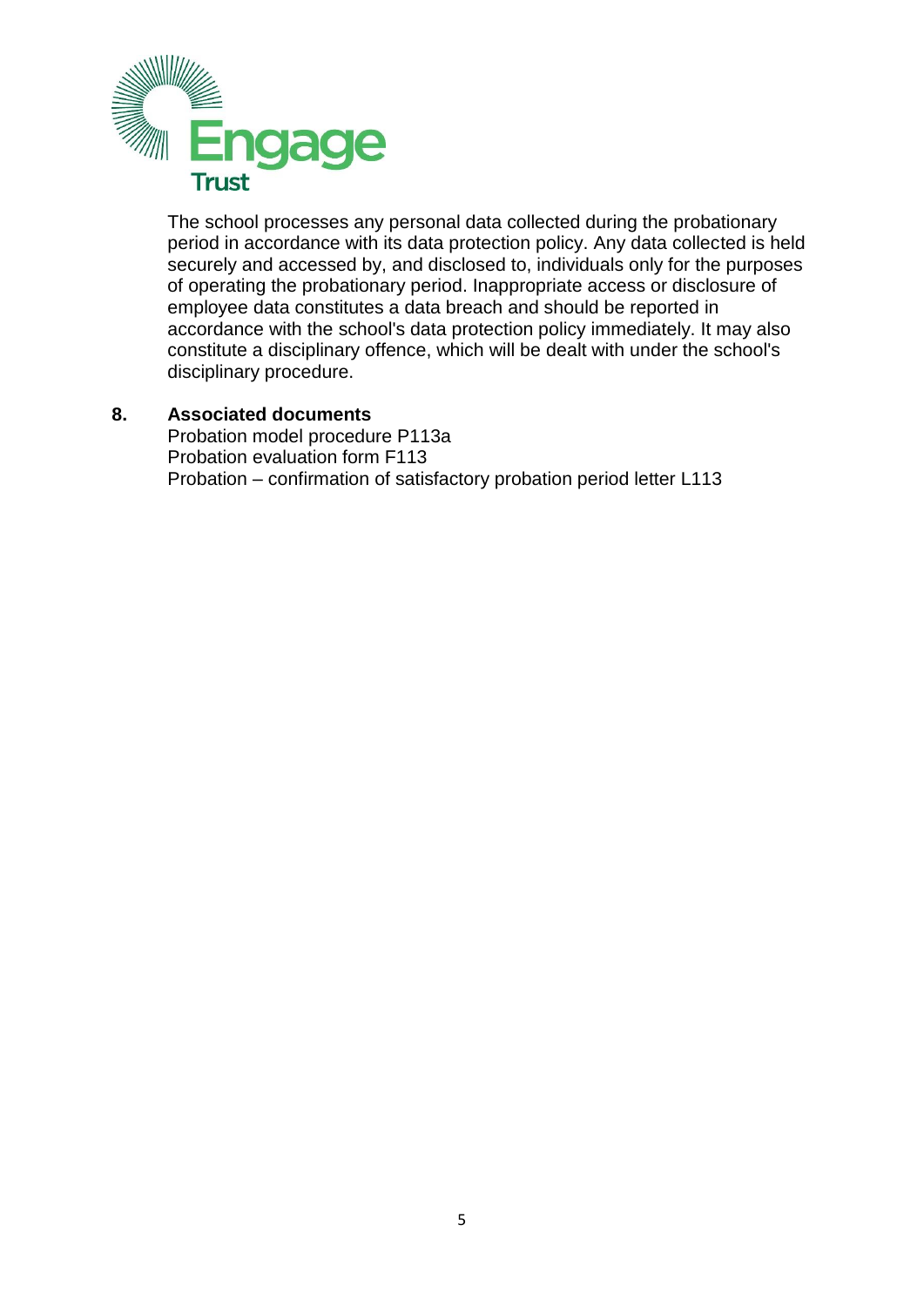The school processes any personal data collected during the probationary period in accordance with its data protection policy. Any data collected is held securely and accessed by, and disclosed to, individuals only for the purposes of operating the probationary period. Inappropriate access or disclosure of employee data constitutes a data breach and should be reported in accordance with the school's data protection policy immediately. It may also constitute a disciplinary offence, which will be dealt with under the school's disciplinary procedure.

## 8. Associated documents

Probation model procedure P113a
Probation evaluation form F113
Probation – confirmation of satisfactory probation period letter L113